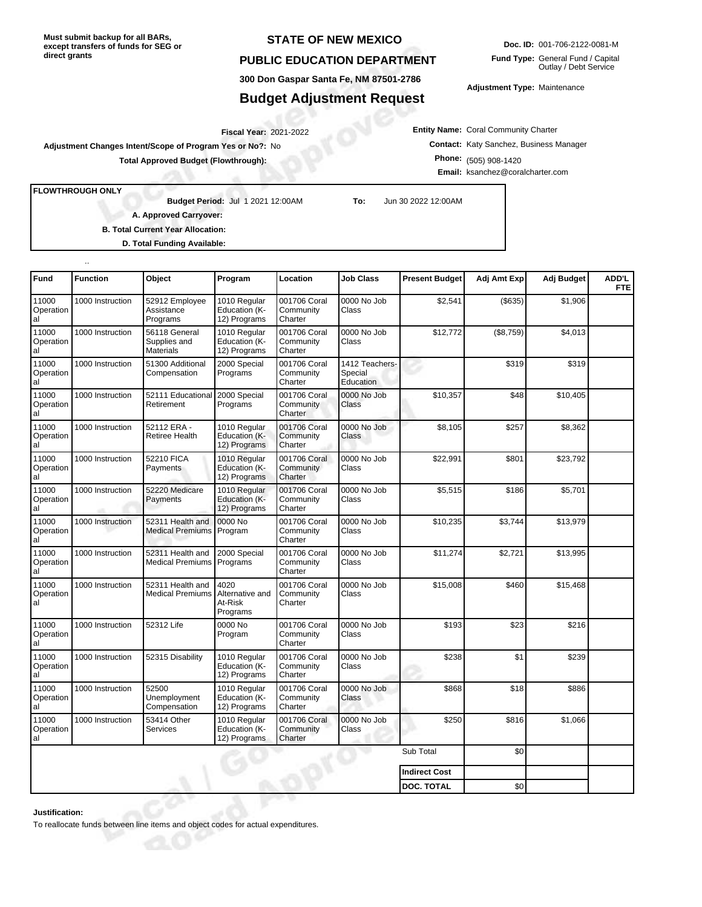Must submit backup for all BARs, except transfers of funds for SEG or direct grants

# STATE OF NEW MEXICO

## PUBLIC EDUCATION DEPARTMENT

300 Don Gaspar Santa Fe, NM 87501-2786

## Budget Adjustment Request

**Doc. ID:** 001-706-2122-0081-M

**Fund Type:** General Fund / Capital Outlay / Debt Service

**Adjustment Type:** Maintenance

**Fiscal Year:** 2021-2022

**Adjustment Changes Intent/Scope of Program Yes or No?:** No

**Total Approved Budget (Flowthrough):**

**Entity Name:** Coral Community Charter

**Contact:** Katy Sanchez, Business Manager

**Phone:** (505) 908-1420

**Email:** ksanchez@coralcharter.com

**FLOWTHROUGH ONLY**

**Budget Period:** Jul 1 2021 12:00AM **To:** Jun 30 2022 12:00AM

**A. Approved Carryover:**

**B. Total Current Year Allocation:**

**D. Total Funding Available:**

..

| Fund | Function | Object | Program | Location | Job Class | Present Budget | Adj Amt Exp | Adj Budget | ADD'L FTE |
|---|---|---|---|---|---|---|---|---|---|
| 11000 Operational | 1000 Instruction | 52912 Employee Assistance Programs | 1010 Regular Education (K-12) Programs | 001706 Coral Community Charter | 0000 No Job Class | $2,541 | ($635) | $1,906 | |
| 11000 Operational | 1000 Instruction | 56118 General Supplies and Materials | 1010 Regular Education (K-12) Programs | 001706 Coral Community Charter | 0000 No Job Class | $12,772 | ($8,759) | $4,013 | |
| 11000 Operational | 1000 Instruction | 51300 Additional Compensation | 2000 Special Programs | 001706 Coral Community Charter | 1412 Teachers-Special Education | | $319 | $319 | |
| 11000 Operational | 1000 Instruction | 52111 Educational Retirement | 2000 Special Programs | 001706 Coral Community Charter | 0000 No Job Class | $10,357 | $48 | $10,405 | |
| 11000 Operational | 1000 Instruction | 52112 ERA - Retiree Health | 1010 Regular Education (K-12) Programs | 001706 Coral Community Charter | 0000 No Job Class | $8,105 | $257 | $8,362 | |
| 11000 Operational | 1000 Instruction | 52210 FICA Payments | 1010 Regular Education (K-12) Programs | 001706 Coral Community Charter | 0000 No Job Class | $22,991 | $801 | $23,792 | |
| 11000 Operational | 1000 Instruction | 52220 Medicare Payments | 1010 Regular Education (K-12) Programs | 001706 Coral Community Charter | 0000 No Job Class | $5,515 | $186 | $5,701 | |
| 11000 Operational | 1000 Instruction | 52311 Health and Medical Premiums | 0000 No Program | 001706 Coral Community Charter | 0000 No Job Class | $10,235 | $3,744 | $13,979 | |
| 11000 Operational | 1000 Instruction | 52311 Health and Medical Premiums | 2000 Special Programs | 001706 Coral Community Charter | 0000 No Job Class | $11,274 | $2,721 | $13,995 | |
| 11000 Operational | 1000 Instruction | 52311 Health and Medical Premiums | 4020 Alternative and At-Risk Programs | 001706 Coral Community Charter | 0000 No Job Class | $15,008 | $460 | $15,468 | |
| 11000 Operational | 1000 Instruction | 52312 Life | 0000 No Program | 001706 Coral Community Charter | 0000 No Job Class | $193 | $23 | $216 | |
| 11000 Operational | 1000 Instruction | 52315 Disability | 1010 Regular Education (K-12) Programs | 001706 Coral Community Charter | 0000 No Job Class | $238 | $1 | $239 | |
| 11000 Operational | 1000 Instruction | 52500 Unemployment Compensation | 1010 Regular Education (K-12) Programs | 001706 Coral Community Charter | 0000 No Job Class | $868 | $18 | $886 | |
| 11000 Operational | 1000 Instruction | 53414 Other Services | 1010 Regular Education (K-12) Programs | 001706 Coral Community Charter | 0000 No Job Class | $250 | $816 | $1,066 | |
| | | | | | | Sub Total | $0 | | |
| | | | | | | **Indirect Cost** | | | |
| | | | | | | **DOC. TOTAL** | $0 | | |

**Justification:**

To reallocate funds between line items and object codes for actual expenditures.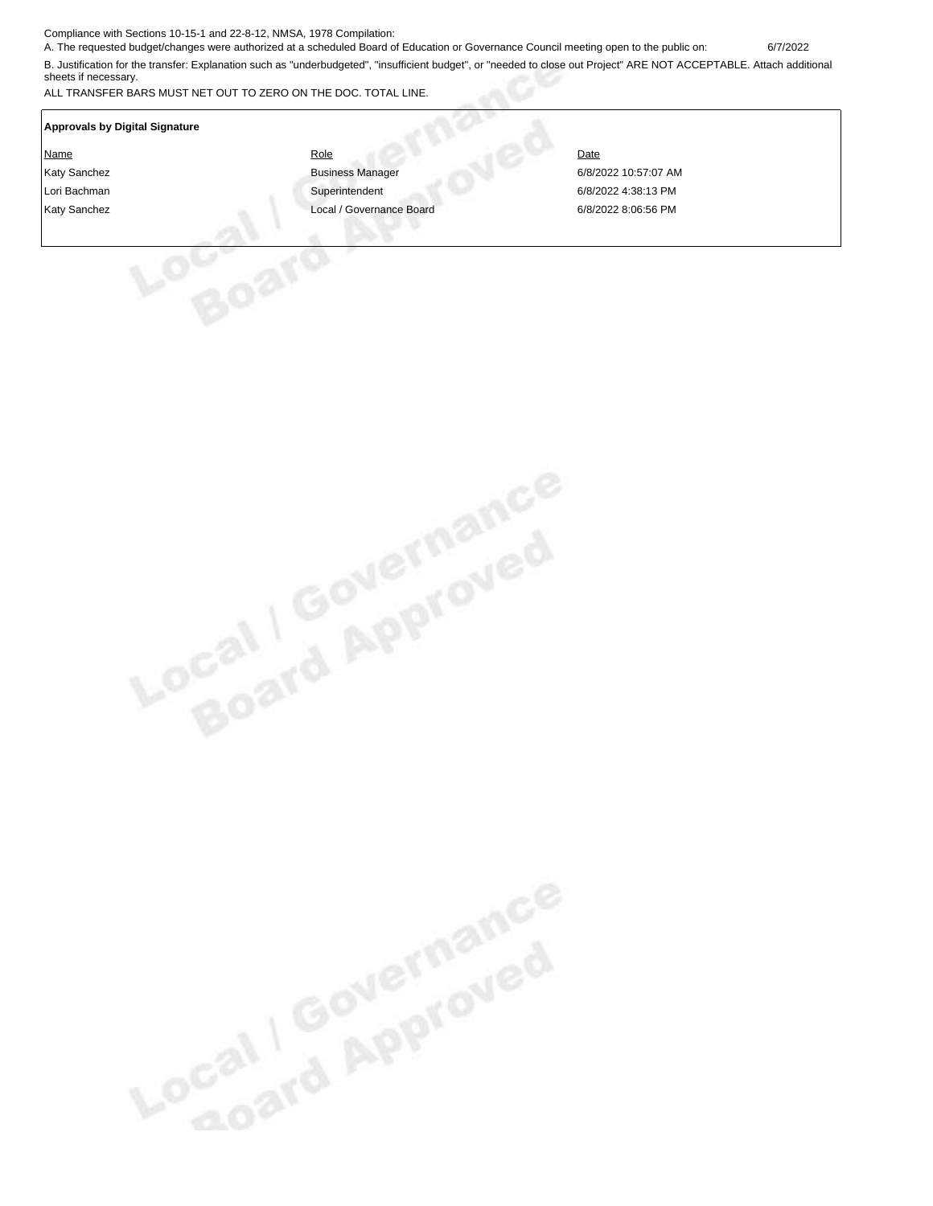Compliance with Sections 10-15-1 and 22-8-12, NMSA, 1978 Compilation:

A. The requested budget/changes were authorized at a scheduled Board of Education or Governance Council meeting open to the public on: 6/7/2022

B. Justification for the transfer: Explanation such as "underbudgeted", "insufficient budget", or "needed to close out Project" ARE NOT ACCEPTABLE. Attach additional sheets if necessary.

ALL TRANSFER BARS MUST NET OUT TO ZERO ON THE DOC. TOTAL LINE.

**Approvals by Digital Signature**

| Name | Role | Date |
| --- | --- | --- |
| Katy Sanchez | Business Manager | 6/8/2022 10:57:07 AM |
| Lori Bachman | Superintendent | 6/8/2022 4:38:13 PM |
| Katy Sanchez | Local / Governance Board | 6/8/2022 8:06:56 PM |